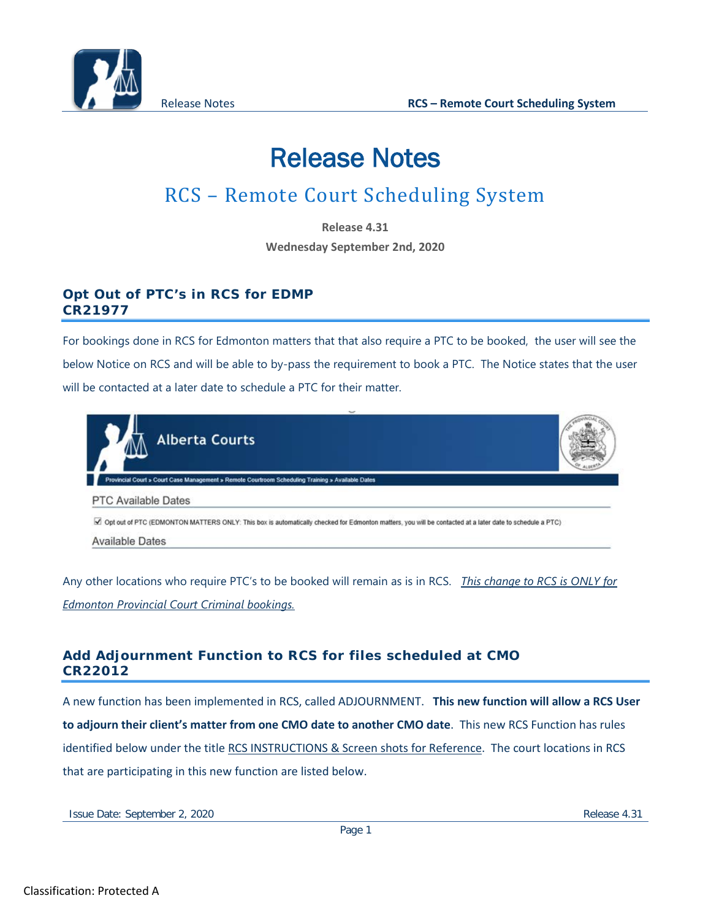# Release Notes

## RCS – Remote Court Scheduling System

**Release 4.31**

**Wednesday September 2nd, 2020**

### Opt Out of PTC's in RCS for EDMP
### CR21977

For bookings done in RCS for Edmonton matters that that also require a PTC to be booked, the user will see the below Notice on RCS and will be able to by-pass the requirement to book a PTC. The Notice states that the user will be contacted at a later date to schedule a PTC for their matter.

Alberta Courts

Provincial Court » Court Case Management » Remote Courtroom Scheduling Training » Available Dates

PTC Available Dates

☑ Opt out of PTC (EDMONTON MATTERS ONLY: This box is automatically checked for Edmonton matters, you will be contacted at a later date to schedule a PTC)

Available Dates

Any other locations who require PTC's to be booked will remain as is in RCS. *This change to RCS is ONLY for Edmonton Provincial Court Criminal bookings.*

### Add Adjournment Function to RCS for files scheduled at CMO
### CR22012

A new function has been implemented in RCS, called ADJOURNMENT. **This new function will allow a RCS User to adjourn their client's matter from one CMO date to another CMO date**. This new RCS Function has rules identified below under the title RCS INSTRUCTIONS & Screen shots for Reference. The court locations in RCS that are participating in this new function are listed below.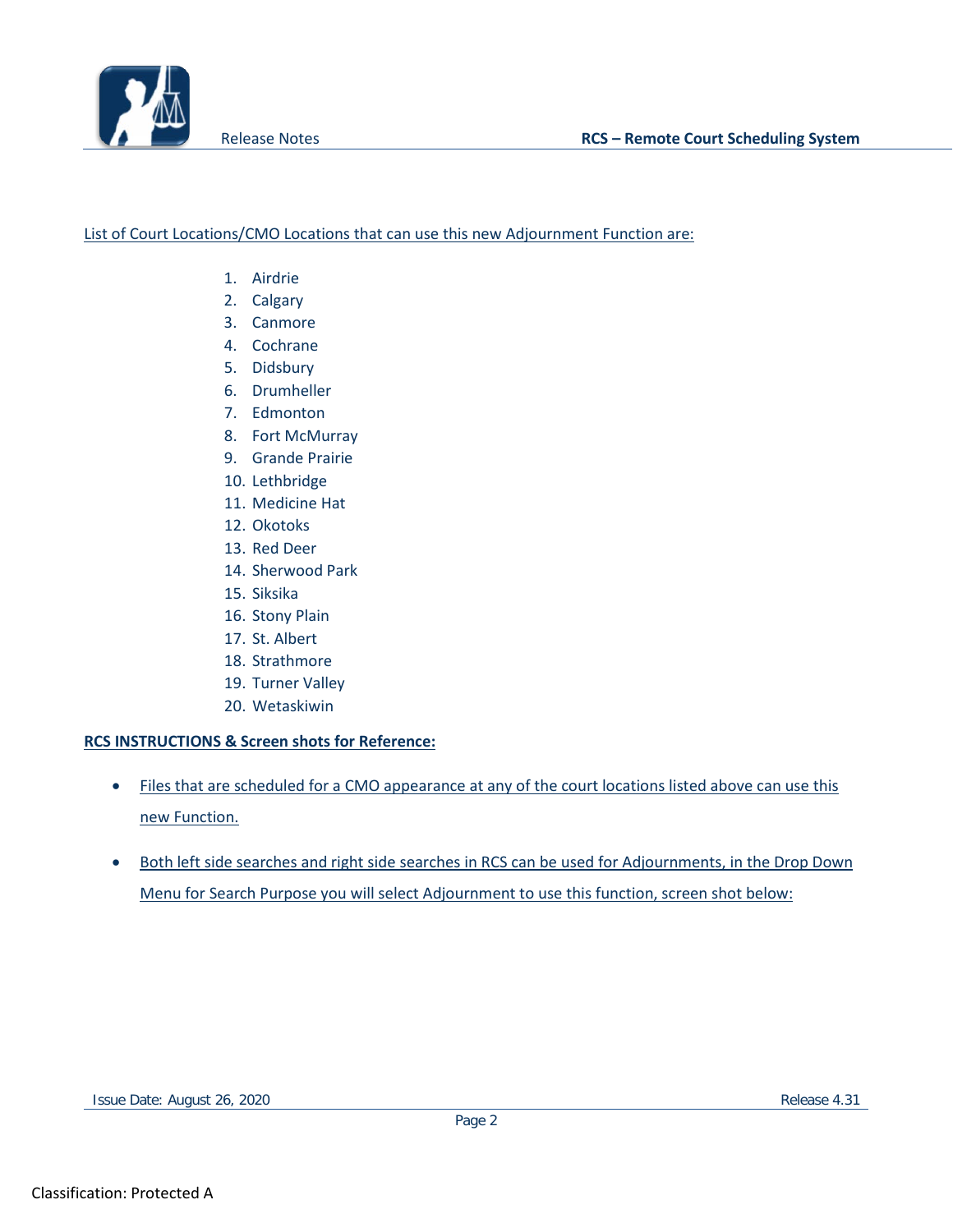List of Court Locations/CMO Locations that can use this new Adjournment Function are:

1. Airdrie
2. Calgary
3. Canmore
4. Cochrane
5. Didsbury
6. Drumheller
7. Edmonton
8. Fort McMurray
9. Grande Prairie
10. Lethbridge
11. Medicine Hat
12. Okotoks
13. Red Deer
14. Sherwood Park
15. Siksika
16. Stony Plain
17. St. Albert
18. Strathmore
19. Turner Valley
20. Wetaskiwin

**RCS INSTRUCTIONS & Screen shots for Reference:**

- Files that are scheduled for a CMO appearance at any of the court locations listed above can use this new Function.
- Both left side searches and right side searches in RCS can be used for Adjournments, in the Drop Down Menu for Search Purpose you will select Adjournment to use this function, screen shot below: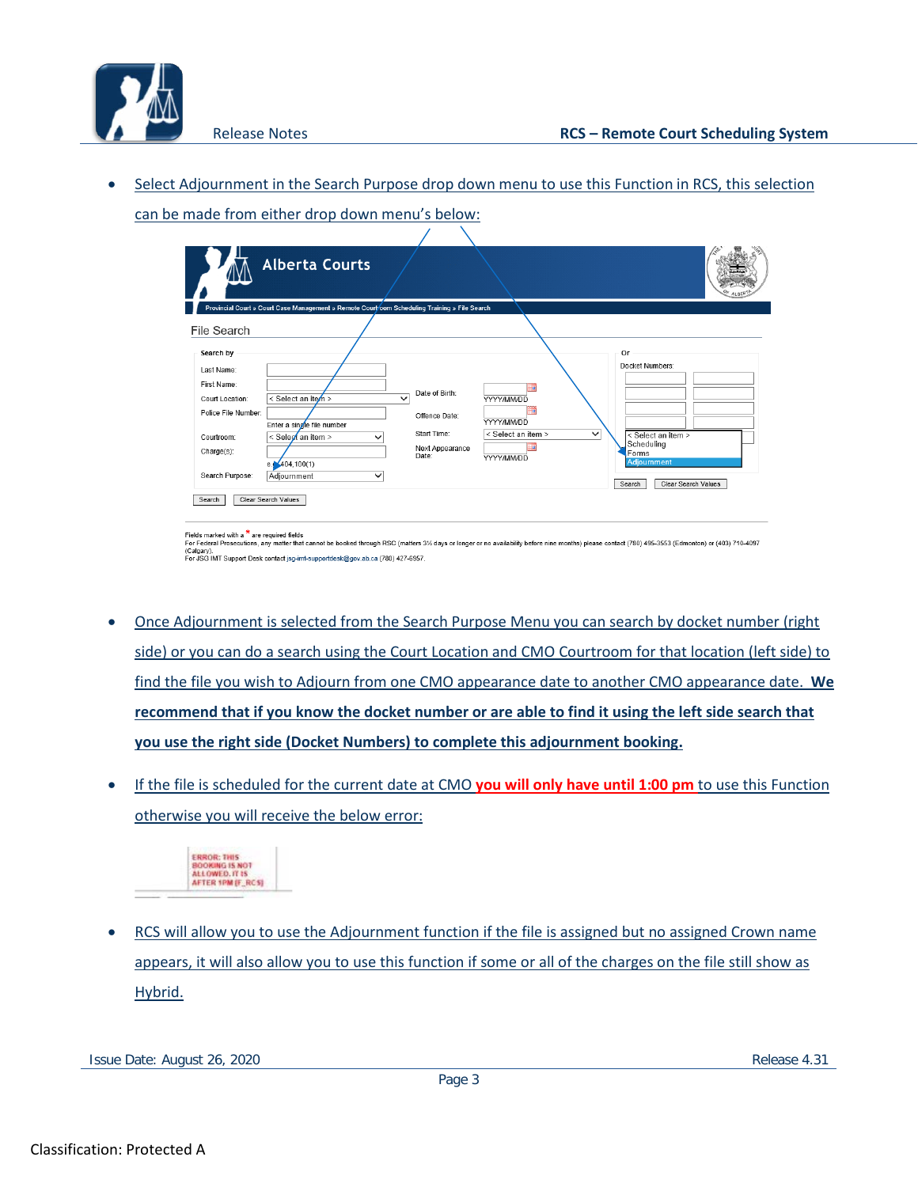- Select Adjournment in the Search Purpose drop down menu to use this Function in RCS, this selection can be made from either drop down menu's below:

- Once Adjournment is selected from the Search Purpose Menu you can search by docket number (right side) or you can do a search using the Court Location and CMO Courtroom for that location (left side) to find the file you wish to Adjourn from one CMO appearance date to another CMO appearance date. **We recommend that if you know the docket number or are able to find it using the left side search that you use the right side (Docket Numbers) to complete this adjournment booking.**

- If the file is scheduled for the current date at CMO **you will only have until 1:00 pm** to use this Function otherwise you will receive the below error:

- RCS will allow you to use the Adjournment function if the file is assigned but no assigned Crown name appears, it will also allow you to use this function if some or all of the charges on the file still show as Hybrid.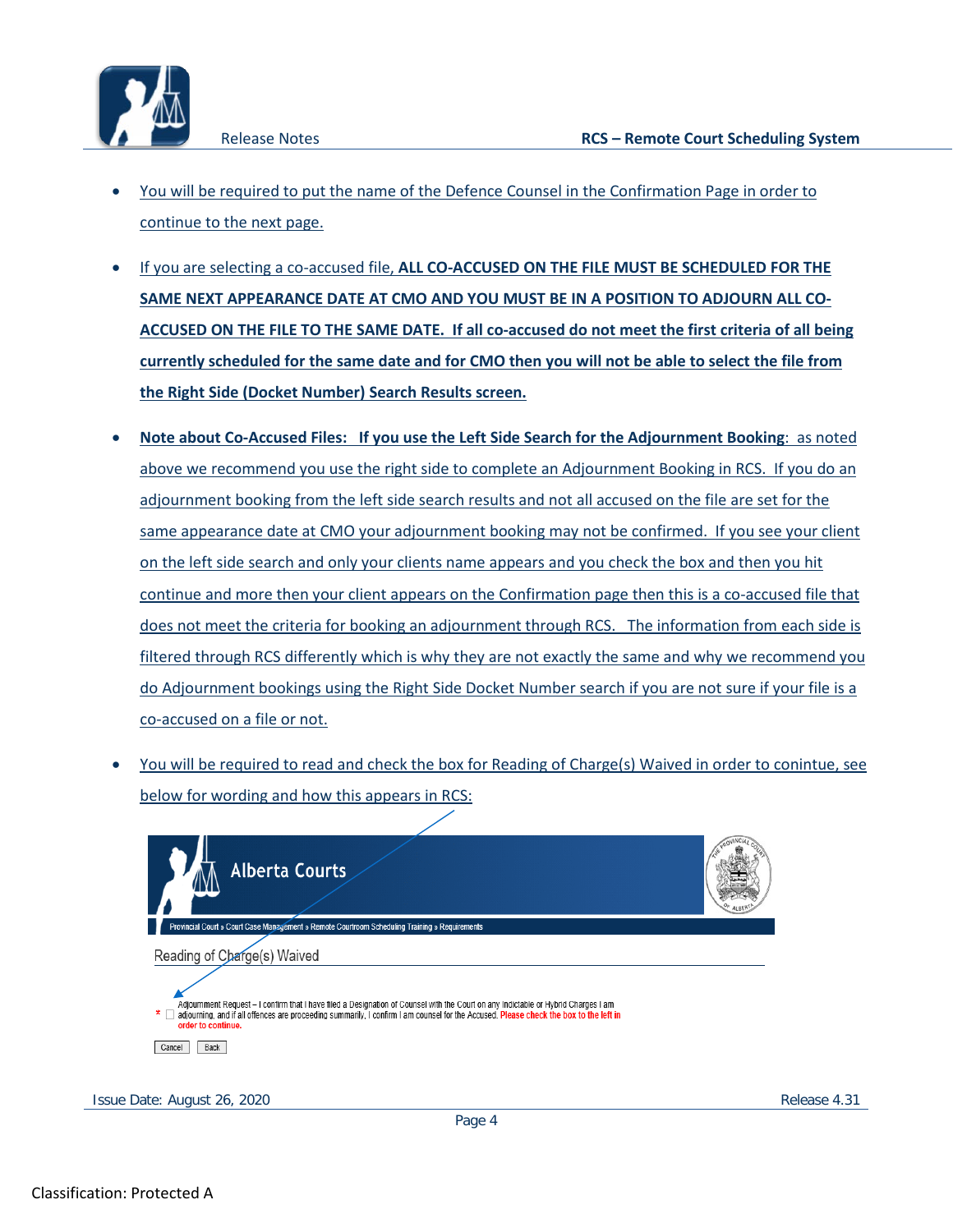- You will be required to put the name of the Defence Counsel in the Confirmation Page in order to continue to the next page.
- If you are selecting a co-accused file, **ALL CO-ACCUSED ON THE FILE MUST BE SCHEDULED FOR THE SAME NEXT APPEARANCE DATE AT CMO AND YOU MUST BE IN A POSITION TO ADJOURN ALL CO-ACCUSED ON THE FILE TO THE SAME DATE. If all co-accused do not meet the first criteria of all being currently scheduled for the same date and for CMO then you will not be able to select the file from the Right Side (Docket Number) Search Results screen.**
- **Note about Co-Accused Files: If you use the Left Side Search for the Adjournment Booking**: as noted above we recommend you use the right side to complete an Adjournment Booking in RCS. If you do an adjournment booking from the left side search results and not all accused on the file are set for the same appearance date at CMO your adjournment booking may not be confirmed. If you see your client on the left side search and only your clients name appears and you check the box and then you hit continue and more then your client appears on the Confirmation page then this is a co-accused file that does not meet the criteria for booking an adjournment through RCS. The information from each side is filtered through RCS differently which is why they are not exactly the same and why we recommend you do Adjournment bookings using the Right Side Docket Number search if you are not sure if your file is a co-accused on a file or not.
- You will be required to read and check the box for Reading of Charge(s) Waived in order to conintue, see below for wording and how this appears in RCS:

Alberta Courts

Provincial Court » Court Case Management » Remote Courtroom Scheduling Training » Requirements

Reading of Charge(s) Waived

* ☐ Adjournment Request – I confirm that I have filed a Designation of Counsel with the Court on any Indictable or Hybrid Charges I am adjourning, and if all offences are proceeding summarily, I confirm I am counsel for the Accused. Please check the box to the left in order to continue.

Cancel | Back

Issue Date: August 26, 2020 Release 4.31

Classification: Protected A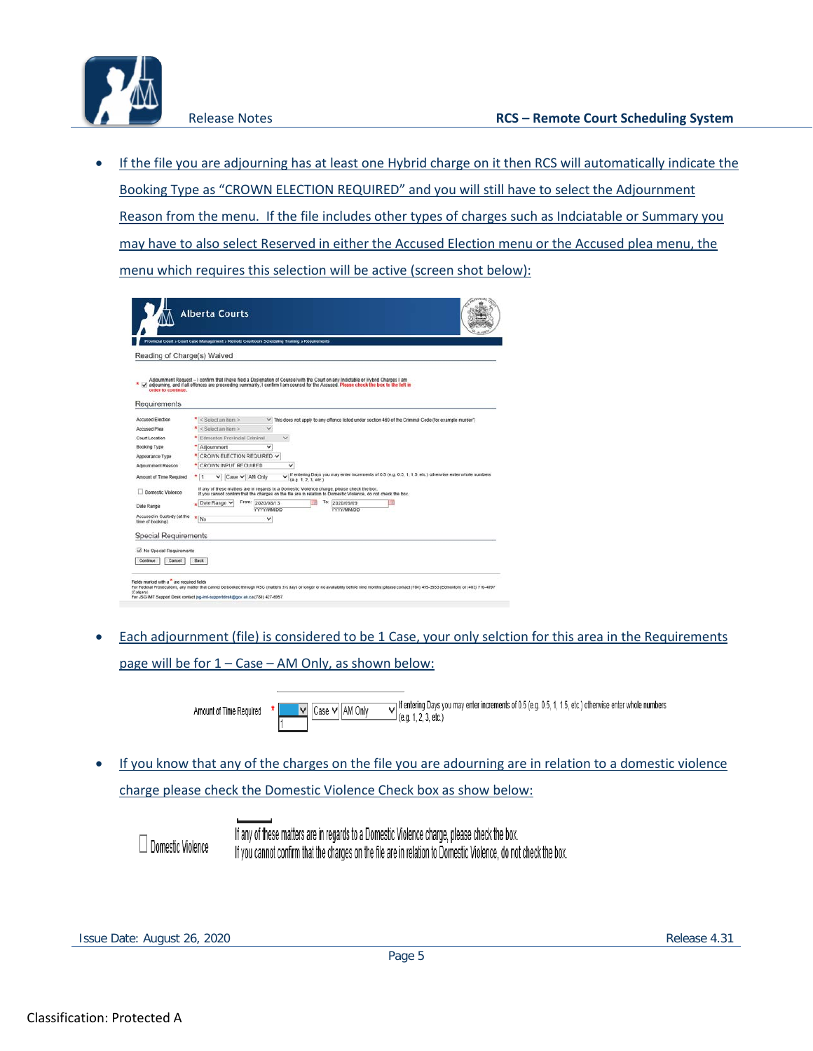- If the file you are adjourning has at least one Hybrid charge on it then RCS will automatically indicate the Booking Type as “CROWN ELECTION REQUIRED” and you will still have to select the Adjournment Reason from the menu. If the file includes other types of charges such as Indciatable or Summary you may have to also select Reserved in either the Accused Election menu or the Accused plea menu, the menu which requires this selection will be active (screen shot below):

- Each adjournment (file) is considered to be 1 Case, your only selction for this area in the Requirements page will be for 1 – Case – AM Only, as shown below:

- If you know that any of the charges on the file you are adourning are in relation to a domestic violence charge please check the Domestic Violence Check box as show below: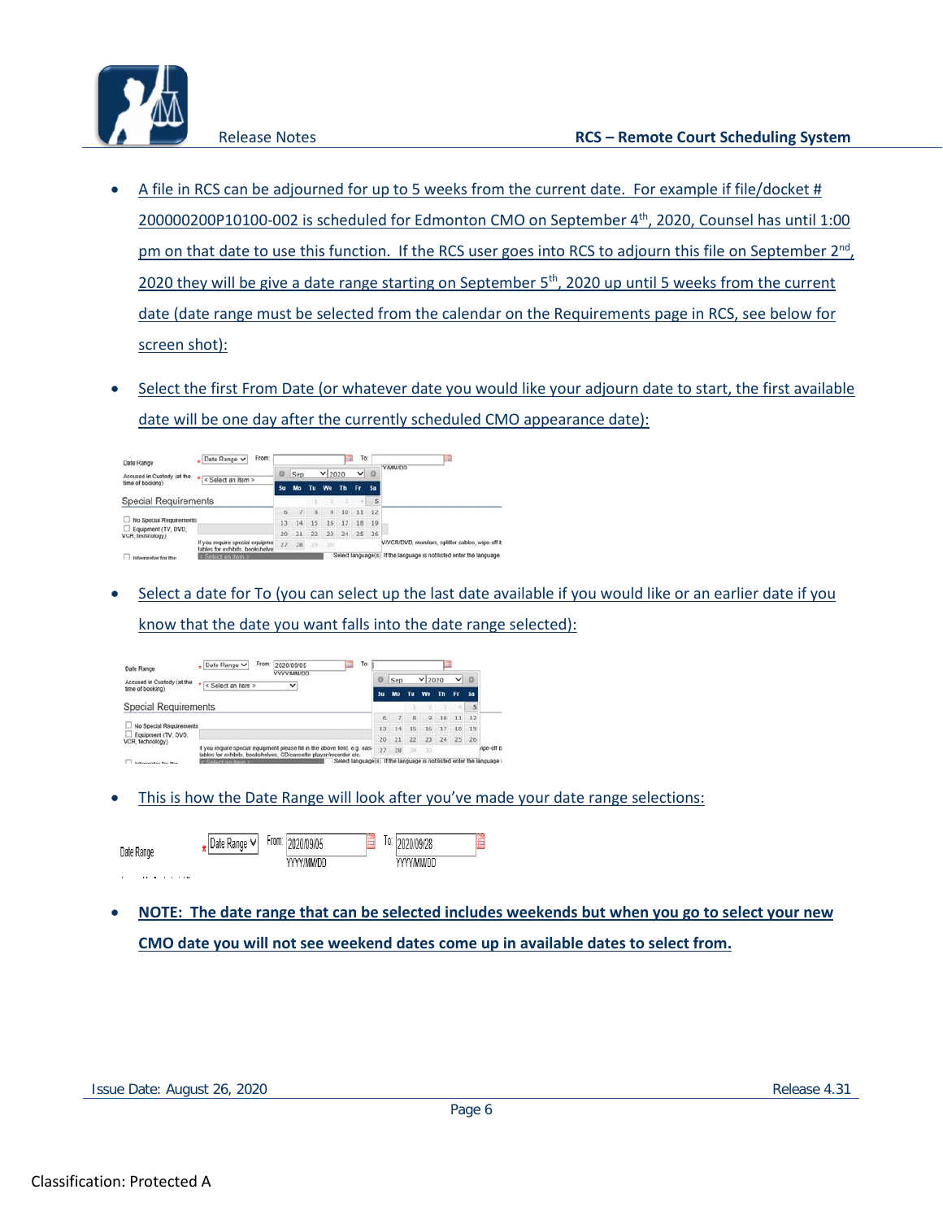- A file in RCS can be adjourned for up to 5 weeks from the current date. For example if file/docket # 200000200P10100-002 is scheduled for Edmonton CMO on September 4th, 2020, Counsel has until 1:00 pm on that date to use this function. If the RCS user goes into RCS to adjourn this file on September 2nd, 2020 they will be give a date range starting on September 5th, 2020 up until 5 weeks from the current date (date range must be selected from the calendar on the Requirements page in RCS, see below for screen shot):

- Select the first From Date (or whatever date you would like your adjourn date to start, the first available date will be one day after the currently scheduled CMO appearance date):

- Select a date for To (you can select up the last date available if you would like or an earlier date if you know that the date you want falls into the date range selected):

- This is how the Date Range will look after you've made your date range selections:

- **NOTE: The date range that can be selected includes weekends but when you go to select your new CMO date you will not see weekend dates come up in available dates to select from.**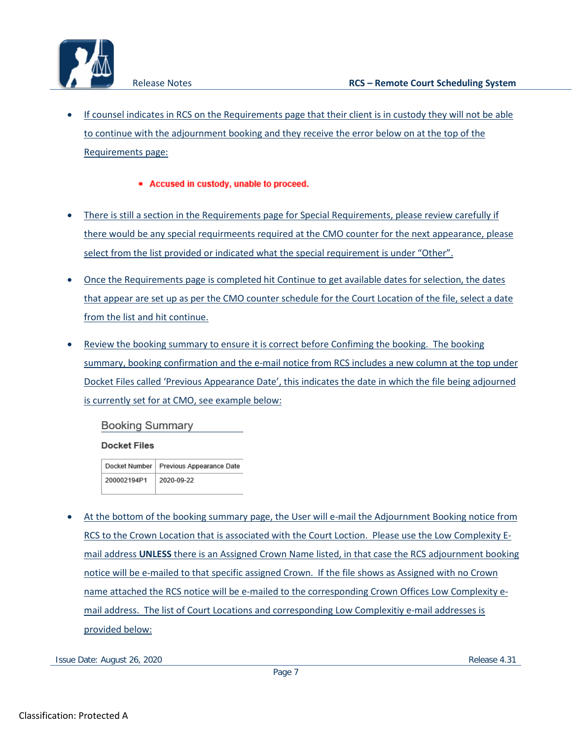- If counsel indicates in RCS on the Requirements page that their client is in custody they will not be able to continue with the adjournment booking and they receive the error below on at the top of the Requirements page:

  - **Accused in custody, unable to proceed.**

- There is still a section in the Requirements page for Special Requirements, please review carefully if there would be any special requirmeents required at the CMO counter for the next appearance, please select from the list provided or indicated what the special requirement is under "Other".

- Once the Requirements page is completed hit Continue to get available dates for selection, the dates that appear are set up as per the CMO counter schedule for the Court Location of the file, select a date from the list and hit continue.

- Review the booking summary to ensure it is correct before Confiming the booking. The booking summary, booking confirmation and the e-mail notice from RCS includes a new column at the top under Docket Files called 'Previous Appearance Date', this indicates the date in which the file being adjourned is currently set for at CMO, see example below:

## Booking Summary

**Docket Files**

| Docket Number | Previous Appearance Date |
|---|---|
| 200002194P1 | 2020-09-22 |

- At the bottom of the booking summary page, the User will e-mail the Adjournment Booking notice from RCS to the Crown Location that is associated with the Court Loction. Please use the Low Complexity E-mail address **UNLESS** there is an Assigned Crown Name listed, in that case the RCS adjournment booking notice will be e-mailed to that specific assigned Crown. If the file shows as Assigned with no Crown name attached the RCS notice will be e-mailed to the corresponding Crown Offices Low Complexity e-mail address. The list of Court Locations and corresponding Low Complexitiy e-mail addresses is provided below: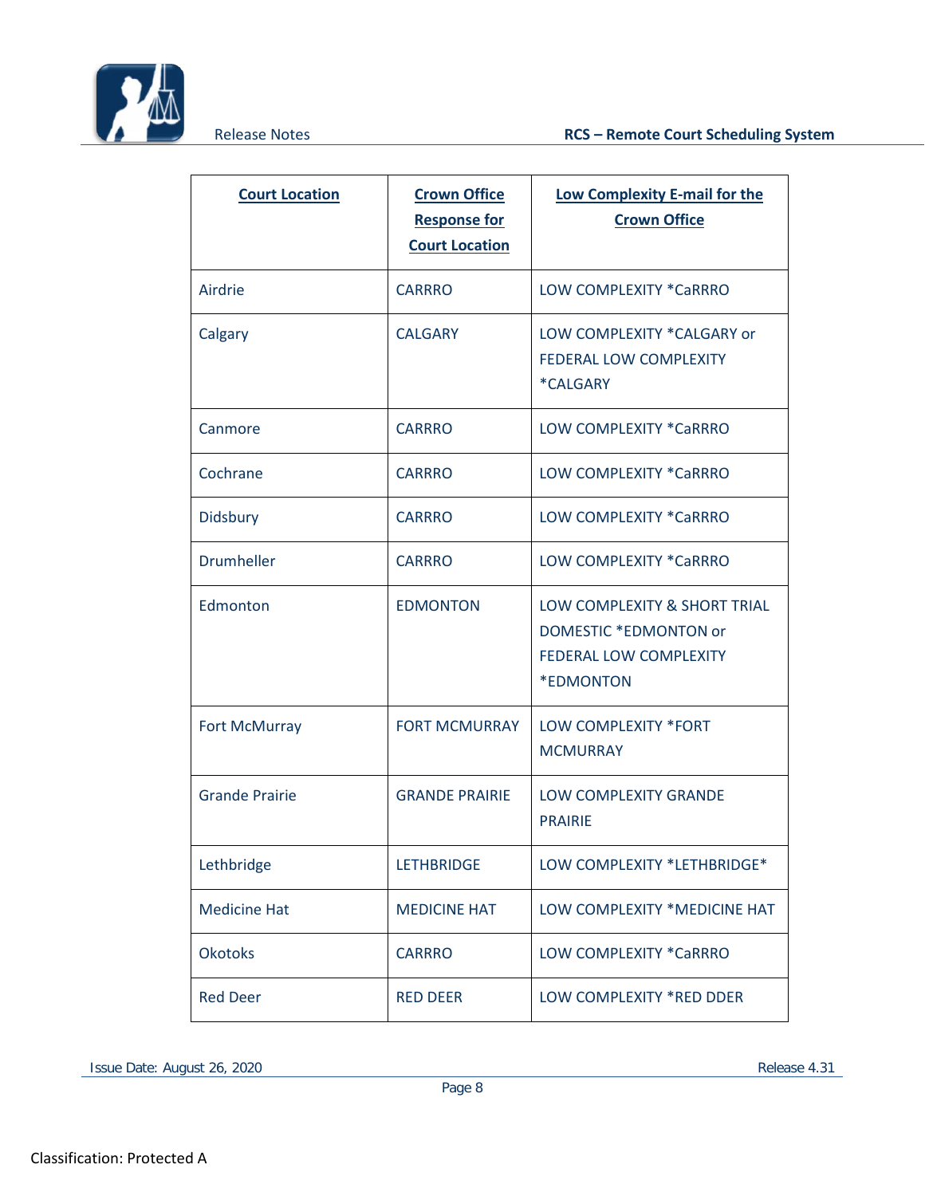| Court Location | Crown Office Response for Court Location | Low Complexity E-mail for the Crown Office |
|---|---|---|
| Airdrie | CARRRO | LOW COMPLEXITY *CaRRRO |
| Calgary | CALGARY | LOW COMPLEXITY *CALGARY or FEDERAL LOW COMPLEXITY *CALGARY |
| Canmore | CARRRO | LOW COMPLEXITY *CaRRRO |
| Cochrane | CARRRO | LOW COMPLEXITY *CaRRRO |
| Didsbury | CARRRO | LOW COMPLEXITY *CaRRRO |
| Drumheller | CARRRO | LOW COMPLEXITY *CaRRRO |
| Edmonton | EDMONTON | LOW COMPLEXITY & SHORT TRIAL DOMESTIC *EDMONTON or FEDERAL LOW COMPLEXITY *EDMONTON |
| Fort McMurray | FORT MCMURRAY | LOW COMPLEXITY *FORT MCMURRAY |
| Grande Prairie | GRANDE PRAIRIE | LOW COMPLEXITY GRANDE PRAIRIE |
| Lethbridge | LETHBRIDGE | LOW COMPLEXITY *LETHBRIDGE* |
| Medicine Hat | MEDICINE HAT | LOW COMPLEXITY *MEDICINE HAT |
| Okotoks | CARRRO | LOW COMPLEXITY *CaRRRO |
| Red Deer | RED DEER | LOW COMPLEXITY *RED DDER |

Classification: Protected A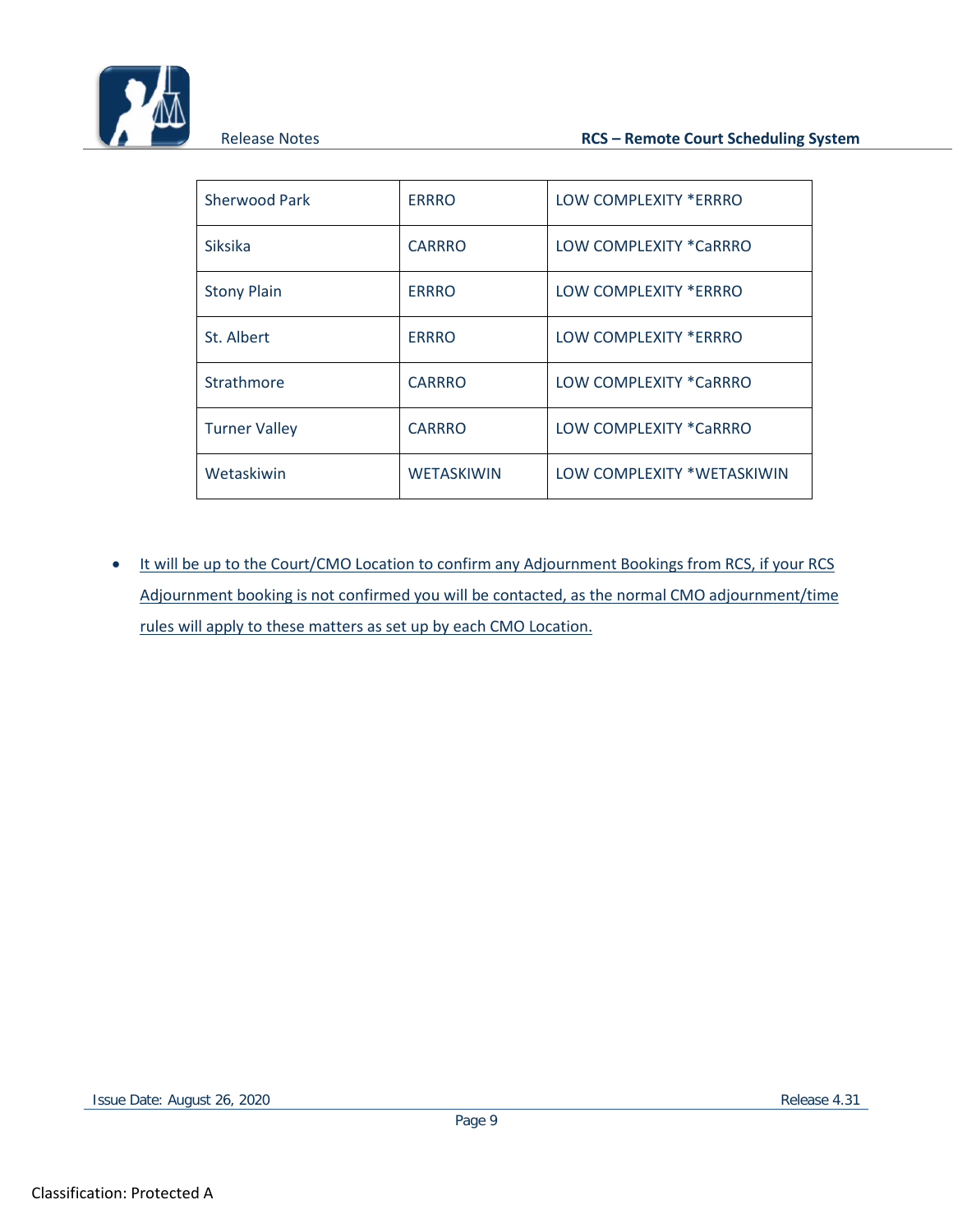| | | |
|---|---|---|
| Sherwood Park | ERRRO | LOW COMPLEXITY *ERRRO |
| Siksika | CARRRO | LOW COMPLEXITY *CaRRRO |
| Stony Plain | ERRRO | LOW COMPLEXITY *ERRRO |
| St. Albert | ERRRO | LOW COMPLEXITY *ERRRO |
| Strathmore | CARRRO | LOW COMPLEXITY *CaRRRO |
| Turner Valley | CARRRO | LOW COMPLEXITY *CaRRRO |
| Wetaskiwin | WETASKIWIN | LOW COMPLEXITY *WETASKIWIN |

- It will be up to the Court/CMO Location to confirm any Adjournment Bookings from RCS, if your RCS Adjournment booking is not confirmed you will be contacted, as the normal CMO adjournment/time rules will apply to these matters as set up by each CMO Location.

Classification: Protected A